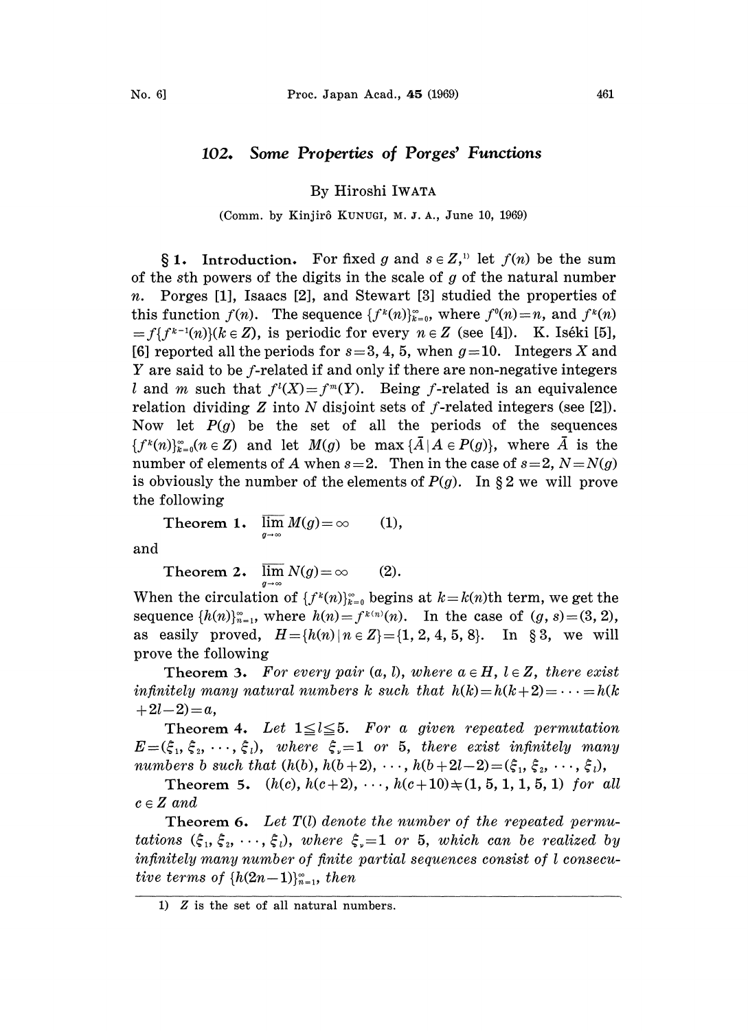# 102. Some Properties of Porges' Functions

By Hiroshi IWATA

(Comm. by Kinjirô KUNUGI, M. J. A., June 10, 1969)

**§ 1. Introduction.** For fixed $g$ and $s \in Z$,[1] let $f(n)$ be the sum of the $s$th powers of the digits in the scale of $g$ of the natural number $n$. Porges [1], Isaacs [2], and Stewart [3] studied the properties of this function $f(n)$. The sequence $\{f^k(n)\}_{k=0}^{\infty}$, where $f^0(n)=n$, and $f^k(n) = f\{f^{k-1}(n)\}(k \in Z)$, is periodic for every $n \in Z$ (see [4]). K. Iséki [5], [6] reported all the periods for $s=3, 4, 5$, when $g=10$. Integers $X$ and $Y$ are said to be $f$-related if and only if there are non-negative integers $l$ and $m$ such that $f^l(X)=f^m(Y)$. Being $f$-related is an equivalence relation dividing $Z$ into $N$ disjoint sets of $f$-related integers (see [2]). Now let $P(g)$ be the set of all the periods of the sequences $\{f^k(n)\}_{k=0}^{\infty}(n \in Z)$ and let $M(g)$ be $\max\{\bar{A} \mid A \in P(g)\}$, where $\bar{A}$ is the number of elements of $A$ when $s=2$. Then in the case of $s=2$, $N=N(g)$ is obviously the number of the elements of $P(g)$. In § 2 we will prove the following

**Theorem 1.** $\overline{\lim\limits_{g \to \infty}} M(g) = \infty$ (1),

and

**Theorem 2.** $\overline{\lim\limits_{g \to \infty}} N(g) = \infty$ (2).

When the circulation of $\{f^k(n)\}_{k=0}^{\infty}$ begins at $k=k(n)$th term, we get the sequence $\{h(n)\}_{n=1}^{\infty}$, where $h(n)=f^{k(n)}(n)$. In the case of $(g, s)=(3, 2)$, as easily proved, $H=\{h(n) \mid n \in Z\}=\{1, 2, 4, 5, 8\}$. In § 3, we will prove the following

**Theorem 3.** *For every pair $(a, l)$, where $a \in H$, $l \in Z$, there exist infinitely many natural numbers $k$ such that $h(k)=h(k+2)=\cdots=h(k+2l-2)=a$,*

**Theorem 4.** *Let $1 \leqq l \leqq 5$. For a given repeated permutation $E=(\xi_1, \xi_2, \cdots, \xi_l)$, where $\xi_\nu=1$ or $5$, there exist infinitely many numbers $b$ such that $(h(b), h(b+2), \cdots, h(b+2l-2))=(\xi_1, \xi_2, \cdots, \xi_l)$,*

**Theorem 5.** $(h(c), h(c+2), \cdots, h(c+10)) \neq (1, 5, 1, 1, 5, 1)$ *for all $c \in Z$ and*

**Theorem 6.** *Let $T(l)$ denote the number of the repeated permutations $(\xi_1, \xi_2, \cdots, \xi_l)$, where $\xi_\nu=1$ or $5$, which can be realized by infinitely many number of finite partial sequences consist of $l$ consecutive terms of $\{h(2n-1)\}_{n=1}^{\infty}$, then*

---

1) $Z$ is the set of all natural numbers.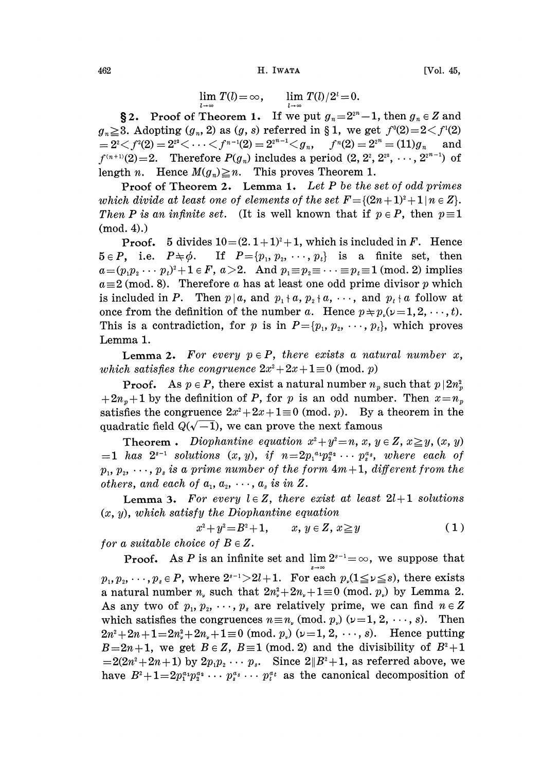$$\lim_{l\to\infty} T(l)=\infty, \qquad \lim_{l\to\infty} T(l)/2^l=0.$$

**§2. Proof of Theorem 1.** If we put $g_n=2^{2^n}-1$, then $g_n \in Z$ and $g_n \geqq 3$. Adopting $(g_n, 2)$ as $(g, s)$ referred in §1, we get $f^0(2)=2<f^1(2)=2^2<f^2(2)=2^{2^2}<\cdots<f^{n-1}(2)=2^{2^{n-1}}<g_n$, $f^n(2)=2^{2^n}=(11)g_n$ and $f^{(n+1)}(2)=2$. Therefore $P(g_n)$ includes a period $(2, 2^2, 2^{2^2}, \cdots, 2^{2^{n-1}})$ of length $n$. Hence $M(g_n)\geqq n$. This proves Theorem 1.

**Proof of Theorem 2. Lemma 1.** *Let $P$ be the set of odd primes which divide at least one of elements of the set $F=\{(2n+1)^2+1 \mid n \in Z\}$. Then $P$ is an infinite set.* (It is well known that if $p \in P$, then $p\equiv 1$ (mod. 4).)

**Proof.** 5 divides $10=(2.1+1)^2+1$, which is included in $F$. Hence $5 \in P$, i.e. $P \neq \phi$. If $P=\{p_1, p_2, \cdots, p_t\}$ is a finite set, then $a=(p_1p_2\cdots p_t)^2+1 \in F$, $a>2$. And $p_1\equiv p_2 \equiv \cdots \equiv p_t \equiv 1$ (mod. 2) implies $a\equiv 2$ (mod. 8). Therefore $a$ has at least one odd prime divisor $p$ which is included in $P$. Then $p \mid a$, and $p_1 \nmid a$, $p_2 \nmid a$, $\cdots$, and $p_t \nmid a$ follow at once from the definition of the number $a$. Hence $p \neq p_\nu (\nu=1, 2, \cdots, t)$. This is a contradiction, for $p$ is in $P=\{p_1, p_2, \cdots, p_t\}$, which proves Lemma 1.

**Lemma 2.** *For every $p \in P$, there exists a natural number $x$, which satisfies the congruence $2x^2+2x+1\equiv 0$ (mod. $p$)*

**Proof.** As $p \in P$, there exist a natural number $n_p$ such that $p \mid 2n_p^2+2n_p+1$ by the definition of $P$, for $p$ is an odd number. Then $x=n_p$ satisfies the congruence $2x^2+2x+1\equiv 0$ (mod. $p$). By a theorem in the quadratic field $Q(\sqrt{-1})$, we can prove the next famous

**Theorem.** *Diophantine equation $x^2+y^2=n$, $x, y \in Z$, $x\geqq y$, $(x, y)=1$ has $2^{s-1}$ solutions $(x, y)$, if $n=2p_1^{a_1}p_2^{a_2}\cdots p_s^{a_s}$, where each of $p_1, p_2, \cdots, p_s$ is a prime number of the form $4m+1$, different from the others, and each of $a_1, a_2, \cdots, a_s$ is in $Z$.*

**Lemma 3.** *For every $l \in Z$, there exist at least $2l+1$ solutions $(x, y)$, which satisfy the Diophantine equation*

$$x^2+y^2=B^2+1, \qquad x, y \in Z, x \geqq y \tag{1}$$

*for a suitable choice of $B \in Z$.*

**Proof.** As $P$ is an infinite set and $\lim_{s\to\infty} 2^{s-1}=\infty$, we suppose that $p_1, p_2, \cdots, p_s \in P$, where $2^{s-1}>2l+1$. For each $p_\nu (1\leqq \nu \leqq s)$, there exists a natural number $n_\nu$ such that $2n_\nu^2+2n_\nu+1\equiv 0$ (mod. $p_\nu$) by Lemma 2. As any two of $p_1, p_2, \cdots, p_s$ are relatively prime, we can find $n \in Z$ which satisfies the congruences $n \equiv n_\nu$ (mod. $p_\nu$) $(\nu=1, 2, \cdots, s)$. Then $2n^2+2n+1=2n_\nu^2+2n_\nu+1\equiv 0$ (mod. $p_\nu$) $(\nu=1, 2, \cdots, s)$. Hence putting $B=2n+1$, we get $B \in Z$, $B\equiv 1$ (mod. 2) and the divisibility of $B^2+1=2(2n^2+2n+1)$ by $2p_1p_2\cdots p_s$. Since $2 \| B^2+1$, as referred above, we have $B^2+1=2p_1^{a_1}p_2^{a_2}\cdots p_s^{a_s}\cdots p_t^{a_t}$ as the canonical decomposition of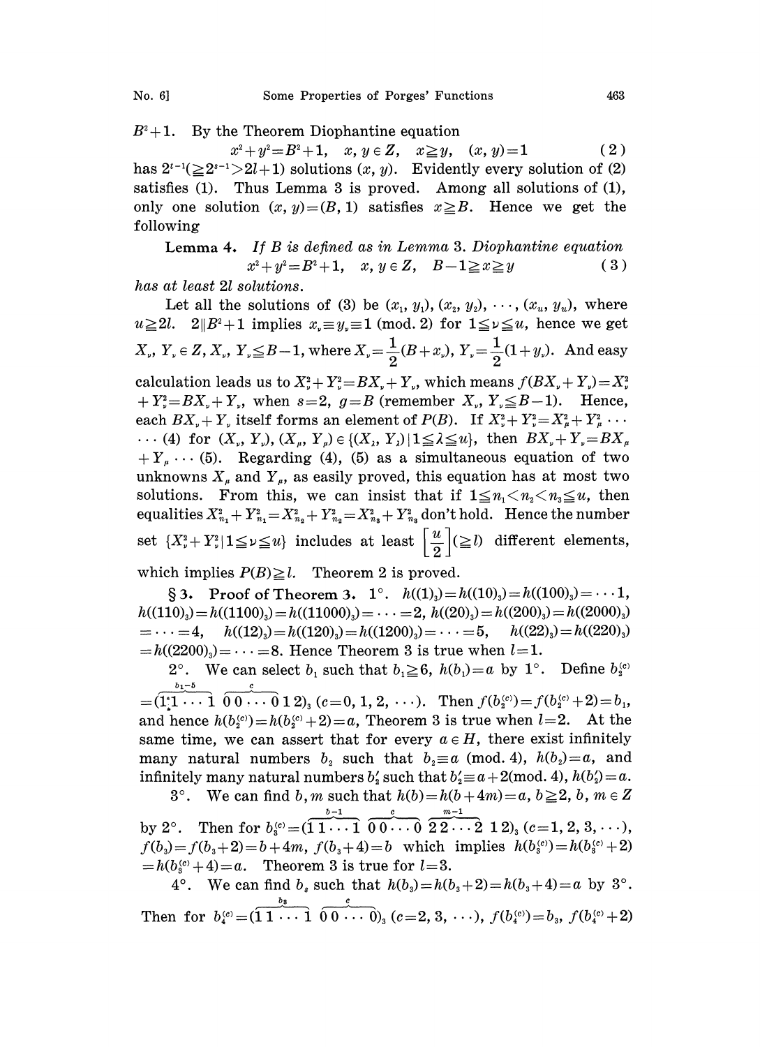$B^2+1$. By the Theorem Diophantine equation

$$x^2+y^2=B^2+1, \quad x, y \in Z, \quad x \geqq y, \quad (x, y)=1 \tag{2}$$

has $2^{t-1}(\geqq 2^{s-1}>2l+1)$ solutions $(x, y)$. Evidently every solution of (2) satisfies (1). Thus Lemma 3 is proved. Among all solutions of (1), only one solution $(x, y)=(B, 1)$ satisfies $x \geqq B$. Hence we get the following

**Lemma 4.** *If $B$ is defined as in Lemma 3. Diophantine equation*

$$x^2+y^2=B^2+1, \quad x, y \in Z, \quad B-1 \geqq x \geqq y \tag{3}$$

*has at least $2l$ solutions.*

Let all the solutions of (3) be $(x_1, y_1), (x_2, y_2), \cdots, (x_u, y_u)$, where $u \geqq 2l$. $2 \| B^2+1$ implies $x_\nu \equiv y_\nu \equiv 1 \pmod{2}$ for $1 \leqq \nu \leqq u$, hence we get $X_\nu, Y_\nu \in Z, X_\nu, Y_\nu \leqq B-1$, where $X_\nu = \frac{1}{2}(B+x_\nu)$, $Y_\nu = \frac{1}{2}(1+y_\nu)$. And easy calculation leads us to $X_\nu^2+Y_\nu^2=BX_\nu+Y_\nu$, which means $f(BX_\nu+Y_\nu)=X_\nu^2+Y_\nu^2=BX_\nu+Y_\nu$, when $s=2$, $g=B$ (remember $X_\nu, Y_\nu \leqq B-1$). Hence, each $BX_\nu+Y_\nu$ itself forms an element of $P(B)$. If $X_\nu^2+Y_\nu^2=X_\mu^2+Y_\mu^2 \cdots$ $\cdots$ (4) for $(X_\nu, Y_\nu), (X_\mu, Y_\mu) \in \{(X_\lambda, Y_\lambda) | 1 \leqq \lambda \leqq u\}$, then $BX_\nu+Y_\nu=BX_\mu+Y_\mu \cdots$ (5). Regarding (4), (5) as a simultaneous equation of two unknowns $X_\mu$ and $Y_\mu$, as easily proved, this equation has at most two solutions. From this, we can insist that if $1 \leqq n_1 < n_2 < n_3 \leqq u$, then equalities $X_{n_1}^2+Y_{n_1}^2=X_{n_2}^2+Y_{n_2}^2=X_{n_3}^2+Y_{n_3}^2$ don't hold. Hence the number set $\{X_\nu^2+Y_\nu^2 | 1 \leqq \nu \leqq u\}$ includes at least $\left[\frac{u}{2}\right](\geqq l)$ different elements, which implies $P(B) \geqq l$. Theorem 2 is proved.

**§3. Proof of Theorem 3.** 1°. $h((1)_3)=h((10)_3)=h((100)_3)=\cdots 1$, $h((110)_3)=h((1100)_3)=h((11000)_3)=\cdots=2$, $h((20)_3)=h((200)_3)=h((2000)_3)$ $=\cdots=4$, $h((12)_3)=h((120)_3)=h((1200)_3)=\cdots=5$, $h((22)_3)=h((220)_3)$ $=h((2200)_3)=\cdots=8$. Hence Theorem 3 is true when $l=1$.

2°. We can select $b_1$ such that $b_1 \geqq 6$, $h(b_1)=a$ by 1°. Define $b_2^{(c)}$ $=(\overbrace{1\,1 \cdots 1}^{b_1-5}\ \overbrace{0\,0 \cdots 0}^{c}\,1\,2)_3$ $(c=0, 1, 2, \cdots)$. Then $f(b_2^{(c)})=f(b_2^{(c)}+2)=b_1$, and hence $h(b_2^{(c)})=h(b_2^{(c)}+2)=a$, Theorem 3 is true when $l=2$. At the same time, we can assert that for every $a \in H$, there exist infinitely many natural numbers $b_2$ such that $b_2 \equiv a \pmod{4}$, $h(b_2)=a$, and infinitely many natural numbers $b_2'$ such that $b_2' \equiv a+2 \pmod{4}$, $h(b_2')=a$.

3°. We can find $b, m$ such that $h(b)=h(b+4m)=a$, $b \geqq 2$, $b, m \in Z$ by 2°. Then for $b_3^{(c)}=(\overbrace{1\,1 \cdots 1}^{b-1}\ \overbrace{0\,0 \cdots 0}^{c}\ \overbrace{2\,2 \cdots 2}^{m-1}\ 1\,2)_3$ $(c=1, 2, 3, \cdots)$, $f(b_3)=f(b_3+2)=b+4m$, $f(b_3+4)=b$ which implies $h(b_3^{(c)})=h(b_3^{(c)}+2)$ $=h(b_3^{(c)}+4)=a$. Theorem 3 is true for $l=3$.

4°. We can find $b_3$ such that $h(b_3)=h(b_3+2)=h(b_3+4)=a$ by 3°. Then for $b_4^{(c)}=(\overbrace{1\,1 \cdots 1}^{b_3}\ \overbrace{0\,0 \cdots 0}^{c})_3$ $(c=2, 3, \cdots)$, $f(b_4^{(c)})=b_3$, $f(b_4^{(c)}+2)$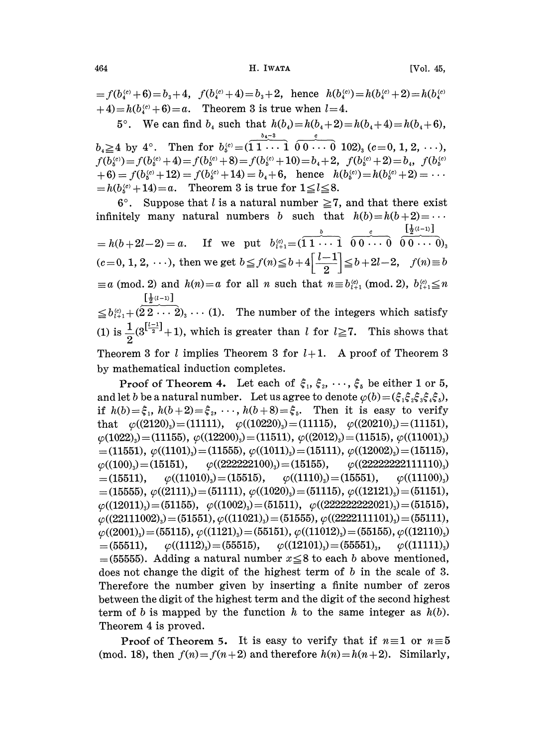$=f(b_4^{(c)}+6)=b_3+4,\ f(b_4^{(c)}+4)=b_3+2$, hence $h(b_4^{(c)})=h(b_4^{(c)}+2)=h(b_4^{(c)}+4)=h(b_4^{(c)}+6)=a$. Theorem 3 is true when $l=4$.

5°. We can find $b_4$ such that $h(b_4)=h(b_4+2)=h(b_4+4)=h(b_4+6)$, $b_4 \geqq 4$ by 4°. Then for $b_5^{(c)}=(\overbrace{11\cdots 1}^{b_4-3}\ \overbrace{00\cdots 0}^{c}\ 102)_3$ $(c=0,1,2,\cdots)$, $f(b_5^{(c)})=f(b_5^{(c)}+4)=f(b_5^{(c)}+8)=f(b_5^{(c)}+10)=b_4+2,\ f(b_5^{(c)}+2)=b_4,\ f(b_5^{(c)}+6)=f(b_5^{(c)}+12)=f(b_5^{(c)}+14)=b_4+6$, hence $h(b_5^{(c)})=h(b_5^{(c)}+2)=\cdots=h(b_5^{(c)}+14)=a$. Theorem 3 is true for $1 \leqq l \leqq 8$.

6°. Suppose that $l$ is a natural number $\geqq 7$, and that there exist infinitely many natural numbers $b$ such that $h(b)=h(b+2)=\cdots=h(b+2l-2)=a$. If we put $b_{l+1}^{(c)}=(\overbrace{11\cdots 1}^{b}\ \overbrace{00\cdots 0}^{c}\ \overbrace{00\cdots 0}^{[\frac{1}{2}(l-1)]})_3$ $(c=0,1,2,\cdots)$, then we get $b \leqq f(n) \leqq b+4\left[\dfrac{l-1}{2}\right] \leqq b+2l-2,\ f(n)\equiv b \equiv a \pmod{2}$ and $h(n)=a$ for all $n$ such that $n \equiv b_{l+1}^{(c)} \pmod{2}$, $b_{l+1}^{(c)} \leqq n \leqq b_{l+1}^{(c)}+(\overbrace{22\cdots 2}^{[\frac{1}{2}(l-1)]})_3 \cdots (1)$. The number of the integers which satisfy (1) is $\dfrac{1}{2}(3^{\left[\frac{l-1}{2}\right]}+1)$, which is greater than $l$ for $l \geqq 7$. This shows that Theorem 3 for $l$ implies Theorem 3 for $l+1$. A proof of Theorem 3 by mathematical induction completes.

**Proof of Theorem 4.** Let each of $\xi_1, \xi_2, \cdots, \xi_5$ be either 1 or 5, and let $b$ be a natural number. Let us agree to denote $\varphi(b)=(\xi_1\xi_2\xi_3\xi_4\xi_5)$, if $h(b)=\xi_1,\ h(b+2)=\xi_2, \cdots, h(b+8)=\xi_5$. Then it is easy to verify that $\varphi((2120)_3)=(11111)$, $\varphi((10220)_3)=(11115)$, $\varphi((20210)_3)=(11151)$, $\varphi(1022)_3)=(11155)$, $\varphi((12200)_3)=(11511)$, $\varphi((2012)_3)=(11515)$, $\varphi((11001)_3)=(11551)$, $\varphi((1101)_3)=(11555)$, $\varphi((1011)_3)=(15111)$, $\varphi((12002)_3)=(15115)$, $\varphi((100)_3)=(15151)$, $\varphi((222222100)_3)=(15155)$, $\varphi((22222222111110)_3)=(15511)$, $\varphi((11010)_3)=(15515)$, $\varphi((1110)_3)=(15551)$, $\varphi((11100)_3)=(15555)$, $\varphi((2111)_3)=(51111)$, $\varphi((1020)_3)=(51115)$, $\varphi((12121)_3)=(51151)$, $\varphi((12011)_3)=(51155)$, $\varphi((1002)_3)=(51511)$, $\varphi((222222222021)_3)=(51515)$, $\varphi((22111002)_3)=(51551)$, $\varphi((11021)_3)=(51555)$, $\varphi((2222111101)_3)=(55111)$, $\varphi((2001)_3)=(55115)$, $\varphi((1121)_3)=(55151)$, $\varphi((11012)_3)=(55155)$, $\varphi((12110)_3)=(55511)$, $\varphi((1112)_3)=(55515)$, $\varphi((12101)_3)=(55551)_3$, $\varphi((11111)_3)=(55555)$. Adding a natural number $x \leqq 8$ to each $b$ above mentioned, does not change the digit of the highest term of $b$ in the scale of 3. Therefore the number given by inserting a finite number of zeros between the digit of the highest term and the digit of the second highest term of $b$ is mapped by the function $h$ to the same integer as $h(b)$. Theorem 4 is proved.

**Proof of Theorem 5.** It is easy to verify that if $n \equiv 1$ or $n \equiv 5 \pmod{18}$, then $f(n)=f(n+2)$ and therefore $h(n)=h(n+2)$. Similarly,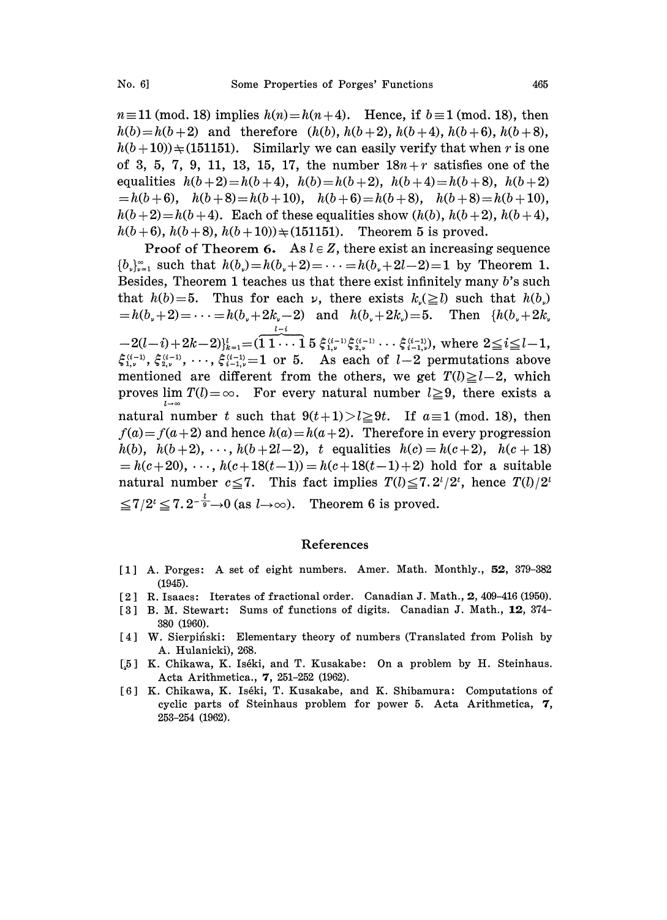$n \equiv 11 \pmod{18}$ implies $h(n) = h(n+4)$. Hence, if $b \equiv 1 \pmod{18}$, then $h(b) = h(b+2)$ and therefore $(h(b), h(b+2), h(b+4), h(b+6), h(b+8), h(b+10)) \neq (151151)$. Similarly we can easily verify that when $r$ is one of 3, 5, 7, 9, 11, 13, 15, 17, the number $18n+r$ satisfies one of the equalities $h(b+2) = h(b+4)$, $h(b) = h(b+2)$, $h(b+4) = h(b+8)$, $h(b+2) = h(b+6)$, $h(b+8) = h(b+10)$, $h(b+6) = h(b+8)$, $h(b+8) = h(b+10)$, $h(b+2) = h(b+4)$. Each of these equalities show $(h(b), h(b+2), h(b+4), h(b+6), h(b+8), h(b+10)) \neq (151151)$. Theorem 5 is proved.

**Proof of Theorem 6.** As $l \in Z$, there exist an increasing sequence $\{b_\nu\}_{\nu=1}^{\infty}$ such that $h(b_\nu) = h(b_\nu + 2) = \cdots = h(b_\nu + 2l - 2) = 1$ by Theorem 1. Besides, Theorem 1 teaches us that there exist infinitely many $b$'s such that $h(b) = 5$. Thus for each $\nu$, there exists $k_\nu (\geqq l)$ such that $h(b_\nu) = h(b_\nu + 2) = \cdots = h(b_\nu + 2k_\nu - 2)$ and $h(b_\nu + 2k_\nu) = 5$. Then $\{h(b_\nu + 2k_\nu - 2(l-i) + 2k - 2)\}_{k=1}^{l} = (\overbrace{11\cdots 1}^{l-i} 5\, \xi_{1,\nu}^{(i-1)} \xi_{2,\nu}^{(i-1)} \cdots \xi_{i-1,\nu}^{(i-1)})$, where $2 \leqq i \leqq l-1$, $\xi_{1,\nu}^{(i-1)}, \xi_{2,\nu}^{(i-1)}, \cdots, \xi_{i-1,\nu}^{(i-1)} = 1$ or 5. As each of $l-2$ permutations above mentioned are different from the others, we get $T(l) \geqq l-2$, which proves $\lim_{l \to \infty} T(l) = \infty$. For every natural number $l \geqq 9$, there exists a natural number $t$ such that $9(t+1) > l \geqq 9t$. If $a \equiv 1 \pmod{18}$, then $f(a) = f(a+2)$ and hence $h(a) = h(a+2)$. Therefore in every progression $h(b), h(b+2), \cdots, h(b+2l-2)$, $t$ equalities $h(c) = h(c+2)$, $h(c+18) = h(c+20)$, $\cdots$, $h(c+18(t-1)) = h(c+18(t-1)+2)$ hold for a suitable natural number $c \leqq 7$. This fact implies $T(l) \leqq 7.2^l/2^t$, hence $T(l)/2^l \leqq 7/2^t \leqq 7.2^{-\frac{l}{9}} \to 0$ (as $l \to \infty$). Theorem 6 is proved.

## References

[1] A. Porges: A set of eight numbers. Amer. Math. Monthly., **52**, 379–382 (1945).

[2] R. Isaacs: Iterates of fractional order. Canadian J. Math., **2**, 409–416 (1950).

[3] B. M. Stewart: Sums of functions of digits. Canadian J. Math., **12**, 374–380 (1960).

[4] W. Sierpiński: Elementary theory of numbers (Translated from Polish by A. Hulanicki), 268.

[5] K. Chikawa, K. Iséki, and T. Kusakabe: On a problem by H. Steinhaus. Acta Arithmetica., **7**, 251–252 (1962).

[6] K. Chikawa, K. Iséki, T. Kusakabe, and K. Shibamura: Computations of cyclic parts of Steinhaus problem for power 5. Acta Arithmetica, **7**, 253–254 (1962).